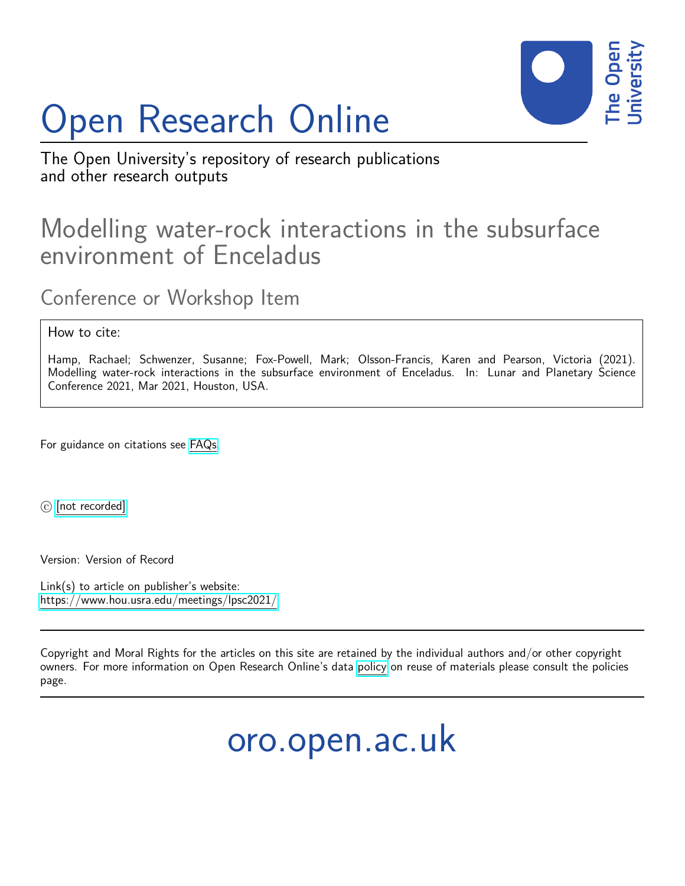# Open Research Online

The Open University's repository of research publications and other research outputs

## Modelling water-rock interactions in the subsurface environment of Enceladus

### Conference or Workshop Item

How to cite:

Hamp, Rachael; Schwenzer, Susanne; Fox-Powell, Mark; Olsson-Francis, Karen and Pearson, Victoria (2021). Modelling water-rock interactions in the subsurface environment of Enceladus. In: Lunar and Planetary Science Conference 2021, Mar 2021, Houston, USA.

For guidance on citations see FAQs.

© [not recorded]

Version: Version of Record

Link(s) to article on publisher's website:
https://www.hou.usra.edu/meetings/lpsc2021/

Copyright and Moral Rights for the articles on this site are retained by the individual authors and/or other copyright owners. For more information on Open Research Online's data policy on reuse of materials please consult the policies page.

oro.open.ac.uk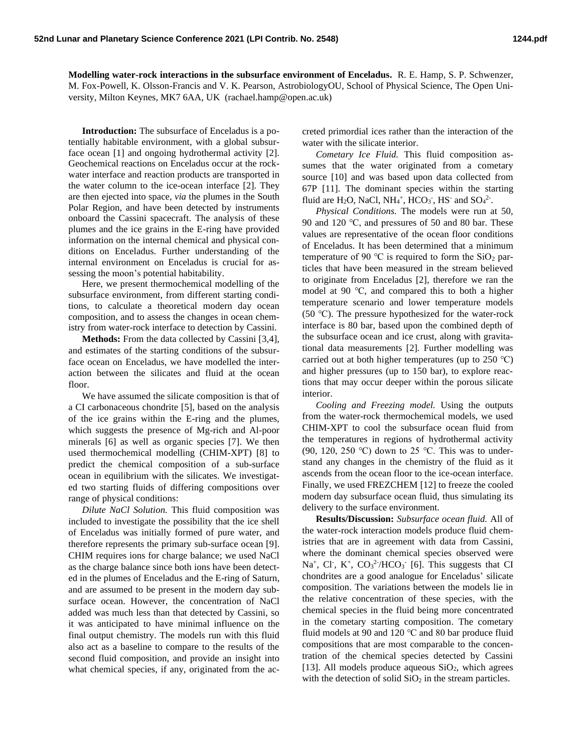**Modelling water-rock interactions in the subsurface environment of Enceladus.** R. E. Hamp, S. P. Schwenzer, M. Fox-Powell, K. Olsson-Francis and V. K. Pearson, AstrobiologyOU, School of Physical Science, The Open University, Milton Keynes, MK7 6AA, UK (rachael.hamp@open.ac.uk)

**Introduction:** The subsurface of Enceladus is a potentially habitable environment, with a global subsurface ocean [1] and ongoing hydrothermal activity [2]. Geochemical reactions on Enceladus occur at the rock-water interface and reaction products are transported in the water column to the ice-ocean interface [2]. They are then ejected into space, *via* the plumes in the South Polar Region, and have been detected by instruments onboard the Cassini spacecraft. The analysis of these plumes and the ice grains in the E-ring have provided information on the internal chemical and physical conditions on Enceladus. Further understanding of the internal environment on Enceladus is crucial for assessing the moon's potential habitability.

Here, we present thermochemical modelling of the subsurface environment, from different starting conditions, to calculate a theoretical modern day ocean composition, and to assess the changes in ocean chemistry from water-rock interface to detection by Cassini.

**Methods:** From the data collected by Cassini [3,4], and estimates of the starting conditions of the subsurface ocean on Enceladus, we have modelled the interaction between the silicates and fluid at the ocean floor.

We have assumed the silicate composition is that of a CI carbonaceous chondrite [5], based on the analysis of the ice grains within the E-ring and the plumes, which suggests the presence of Mg-rich and Al-poor minerals [6] as well as organic species [7]. We then used thermochemical modelling (CHIM-XPT) [8] to predict the chemical composition of a sub-surface ocean in equilibrium with the silicates. We investigated two starting fluids of differing compositions over range of physical conditions:

*Dilute NaCl Solution.* This fluid composition was included to investigate the possibility that the ice shell of Enceladus was initially formed of pure water, and therefore represents the primary sub-surface ocean [9]. CHIM requires ions for charge balance; we used NaCl as the charge balance since both ions have been detected in the plumes of Enceladus and the E-ring of Saturn, and are assumed to be present in the modern day subsurface ocean. However, the concentration of NaCl added was much less than that detected by Cassini, so it was anticipated to have minimal influence on the final output chemistry. The models run with this fluid also act as a baseline to compare to the results of the second fluid composition, and provide an insight into what chemical species, if any, originated from the accreted primordial ices rather than the interaction of the water with the silicate interior.

*Cometary Ice Fluid.* This fluid composition assumes that the water originated from a cometary source [10] and was based upon data collected from 67P [11]. The dominant species within the starting fluid are $H_2O$, NaCl, $NH_4^+$, $HCO_3^-$, $HS^-$ and $SO_4^{2-}$.

*Physical Conditions.* The models were run at 50, 90 and 120 °C, and pressures of 50 and 80 bar. These values are representative of the ocean floor conditions of Enceladus. It has been determined that a minimum temperature of 90 °C is required to form the $SiO_2$ particles that have been measured in the stream believed to originate from Enceladus [2], therefore we ran the model at 90 °C, and compared this to both a higher temperature scenario and lower temperature models (50 °C). The pressure hypothesized for the water-rock interface is 80 bar, based upon the combined depth of the subsurface ocean and ice crust, along with gravitational data measurements [2]. Further modelling was carried out at both higher temperatures (up to 250 °C) and higher pressures (up to 150 bar), to explore reactions that may occur deeper within the porous silicate interior.

*Cooling and Freezing model.* Using the outputs from the water-rock thermochemical models, we used CHIM-XPT to cool the subsurface ocean fluid from the temperatures in regions of hydrothermal activity (90, 120, 250 °C) down to 25 °C. This was to understand any changes in the chemistry of the fluid as it ascends from the ocean floor to the ice-ocean interface. Finally, we used FREZCHEM [12] to freeze the cooled modern day subsurface ocean fluid, thus simulating its delivery to the surface environment.

**Results/Discussion:** *Subsurface ocean fluid.* All of the water-rock interaction models produce fluid chemistries that are in agreement with data from Cassini, where the dominant chemical species observed were $Na^+$, $Cl^-$, $K^+$, $CO_3^{2-}$/$HCO_3^-$ [6]. This suggests that CI chondrites are a good analogue for Enceladus' silicate composition. The variations between the models lie in the relative concentration of these species, with the chemical species in the fluid being more concentrated in the cometary starting composition. The cometary fluid models at 90 and 120 °C and 80 bar produce fluid compositions that are most comparable to the concentration of the chemical species detected by Cassini [13]. All models produce aqueous $SiO_2$, which agrees with the detection of solid $SiO_2$ in the stream particles.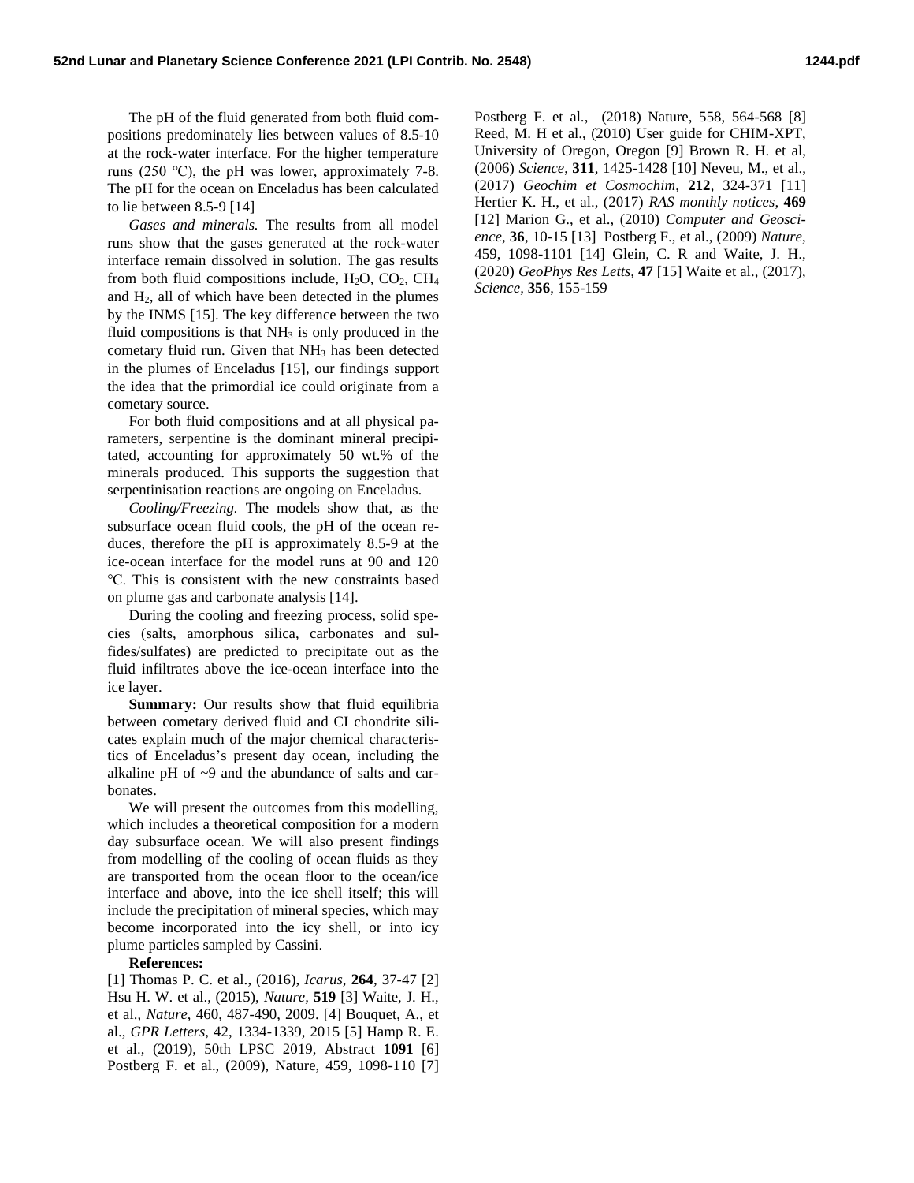The pH of the fluid generated from both fluid compositions predominately lies between values of 8.5-10 at the rock-water interface. For the higher temperature runs (250 °C), the pH was lower, approximately 7-8. The pH for the ocean on Enceladus has been calculated to lie between 8.5-9 [14]

*Gases and minerals.* The results from all model runs show that the gases generated at the rock-water interface remain dissolved in solution. The gas results from both fluid compositions include, $H_2O$, $CO_2$, $CH_4$ and $H_2$, all of which have been detected in the plumes by the INMS [15]. The key difference between the two fluid compositions is that $NH_3$ is only produced in the cometary fluid run. Given that $NH_3$ has been detected in the plumes of Enceladus [15], our findings support the idea that the primordial ice could originate from a cometary source.

For both fluid compositions and at all physical parameters, serpentine is the dominant mineral precipitated, accounting for approximately 50 wt.% of the minerals produced. This supports the suggestion that serpentinisation reactions are ongoing on Enceladus.

*Cooling/Freezing.* The models show that, as the subsurface ocean fluid cools, the pH of the ocean reduces, therefore the pH is approximately 8.5-9 at the ice-ocean interface for the model runs at 90 and 120 °C. This is consistent with the new constraints based on plume gas and carbonate analysis [14].

During the cooling and freezing process, solid species (salts, amorphous silica, carbonates and sulfides/sulfates) are predicted to precipitate out as the fluid infiltrates above the ice-ocean interface into the ice layer.

**Summary:** Our results show that fluid equilibria between cometary derived fluid and CI chondrite silicates explain much of the major chemical characteristics of Enceladus's present day ocean, including the alkaline pH of ~9 and the abundance of salts and carbonates.

We will present the outcomes from this modelling, which includes a theoretical composition for a modern day subsurface ocean. We will also present findings from modelling of the cooling of ocean fluids as they are transported from the ocean floor to the ocean/ice interface and above, into the ice shell itself; this will include the precipitation of mineral species, which may become incorporated into the icy shell, or into icy plume particles sampled by Cassini.

**References:**

[1] Thomas P. C. et al., (2016), *Icarus*, **264**, 37-47 [2] Hsu H. W. et al., (2015), *Nature*, **519** [3] Waite, J. H., et al., *Nature*, 460, 487-490, 2009. [4] Bouquet, A., et al., *GPR Letters*, 42, 1334-1339, 2015 [5] Hamp R. E. et al., (2019), 50th LPSC 2019, Abstract **1091** [6] Postberg F. et al., (2009), Nature, 459, 1098-110 [7] Postberg F. et al., (2018) Nature, 558, 564-568 [8] Reed, M. H et al., (2010) User guide for CHIM-XPT, University of Oregon, Oregon [9] Brown R. H. et al, (2006) *Science*, **311**, 1425-1428 [10] Neveu, M., et al., (2017) *Geochim et Cosmochim*, **212**, 324-371 [11] Hertier K. H., et al., (2017) *RAS monthly notices*, **469** [12] Marion G., et al., (2010) *Computer and Geoscience*, **36**, 10-15 [13] Postberg F., et al., (2009) *Nature*, 459, 1098-1101 [14] Glein, C. R and Waite, J. H., (2020) *GeoPhys Res Letts*, **47** [15] Waite et al., (2017), *Science*, **356**, 155-159